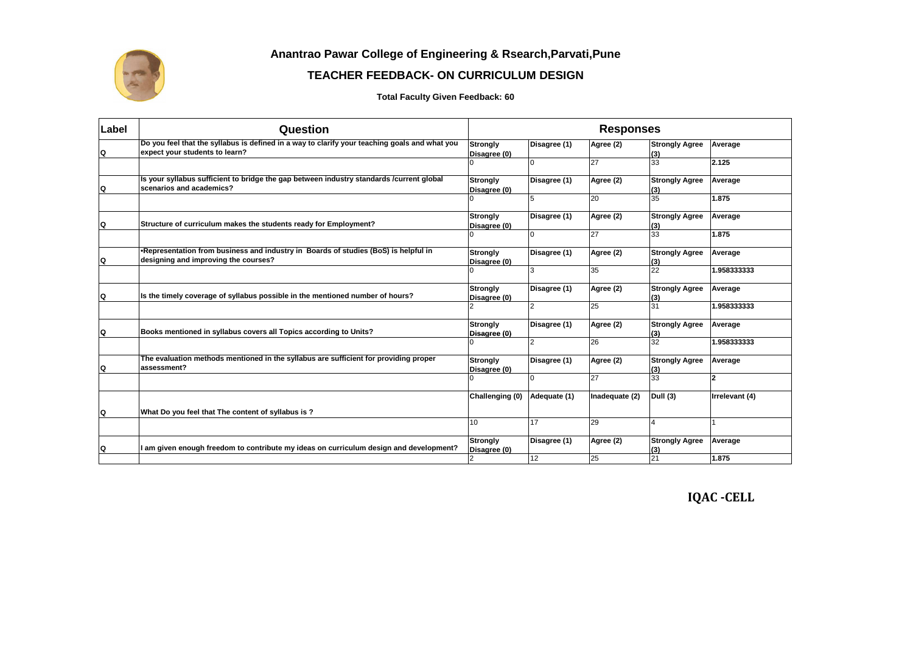# Anantrao Pawar College of Engineering & Rsearch,Parvati,Pune

## TEACHER FEEDBACK- ON CURRICULUM DESIGN

**Total Faculty Given Feedback: 60**

| Label | Question | Responses | | | | |
|---|---|---|---|---|---|---|
| Q | Do you feel that the syllabus is defined in a way to clarify your teaching goals and what you expect your students to learn? | Strongly Disagree (0) | Disagree (1) | Agree (2) | Strongly Agree (3) | Average |
| | | 0 | 0 | 27 | 33 | 2.125 |
| Q | Is your syllabus sufficient to bridge the gap between industry standards /current global scenarios and academics? | Strongly Disagree (0) | Disagree (1) | Agree (2) | Strongly Agree (3) | Average |
| | | 0 | 5 | 20 | 35 | 1.875 |
| Q | Structure of curriculum makes the students ready for Employment? | Strongly Disagree (0) | Disagree (1) | Agree (2) | Strongly Agree (3) | Average |
| | | 0 | 0 | 27 | 33 | 1.875 |
| Q | •Representation from business and industry in Boards of studies (BoS) is helpful in designing and improving the courses? | Strongly Disagree (0) | Disagree (1) | Agree (2) | Strongly Agree (3) | Average |
| | | 0 | 3 | 35 | 22 | 1.958333333 |
| Q | Is the timely coverage of syllabus possible in the mentioned number of hours? | Strongly Disagree (0) | Disagree (1) | Agree (2) | Strongly Agree (3) | Average |
| | | 2 | 2 | 25 | 31 | 1.958333333 |
| Q | Books mentioned in syllabus covers all Topics according to Units? | Strongly Disagree (0) | Disagree (1) | Agree (2) | Strongly Agree (3) | Average |
| | | 0 | 2 | 26 | 32 | 1.958333333 |
| Q | The evaluation methods mentioned in the syllabus are sufficient for providing proper assessment? | Strongly Disagree (0) | Disagree (1) | Agree (2) | Strongly Agree (3) | Average |
| | | 0 | 0 | 27 | 33 | 2 |
| Q | What Do you feel that The content of syllabus is ? | Challenging (0) | Adequate (1) | Inadequate (2) | Dull (3) | Irrelevant (4) |
| | | 10 | 17 | 29 | 4 | 1 |
| Q | I am given enough freedom to contribute my ideas on curriculum design and development? | Strongly Disagree (0) | Disagree (1) | Agree (2) | Strongly Agree (3) | Average |
| | | 2 | 12 | 25 | 21 | 1.875 |

**IQAC -CELL**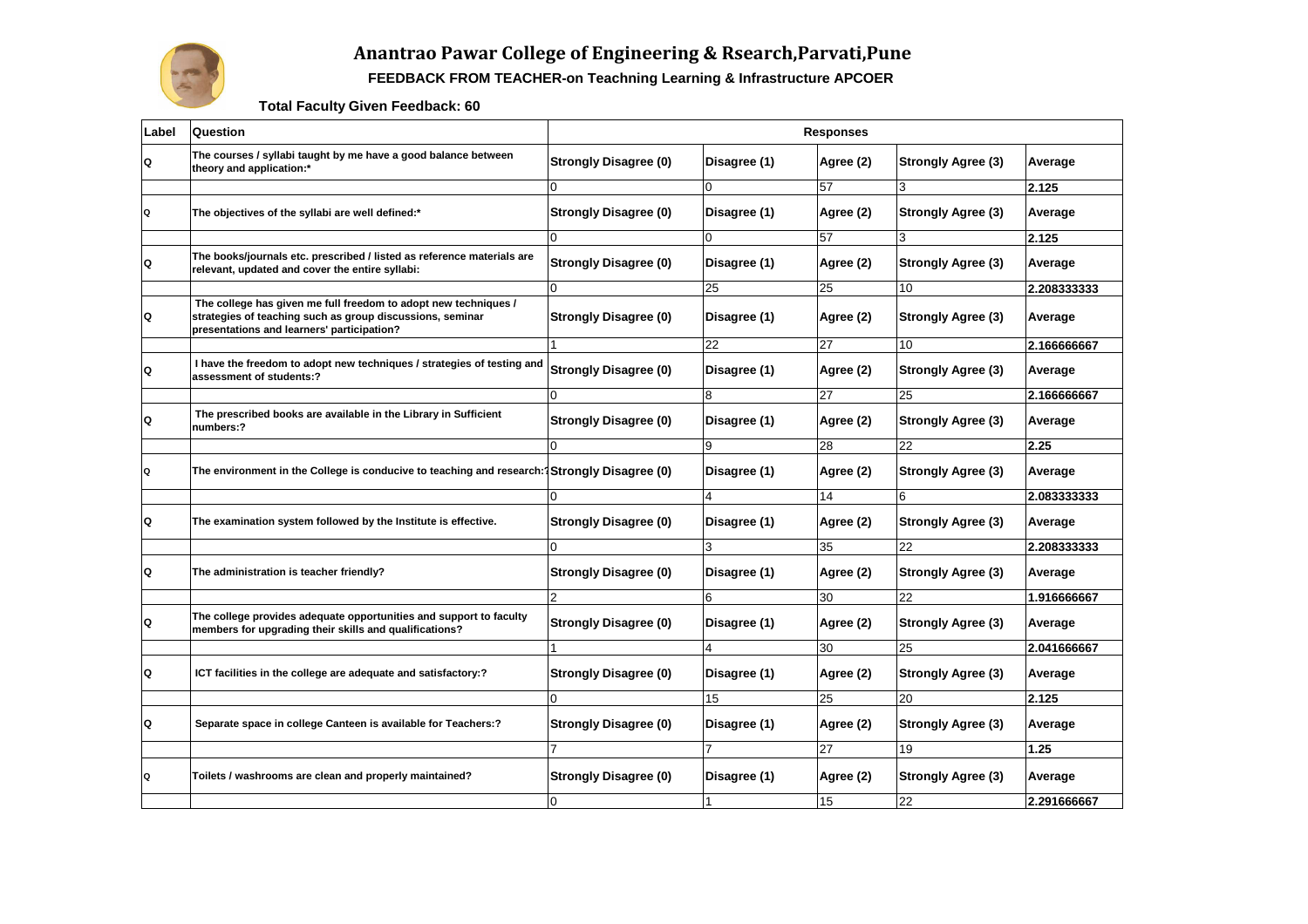# Anantrao Pawar College of Engineering & Rsearch,Parvati,Pune

**FEEDBACK FROM TEACHER-on Teachning Learning & Infrastructure APCOER**

**Total Faculty Given Feedback: 60**

| Label | Question | Responses | | | | |
|---|---|---|---|---|---|---|
| Q | The courses / syllabi taught by me have a good balance between theory and application:* | Strongly Disagree (0) | Disagree (1) | Agree (2) | Strongly Agree (3) | Average |
| | | 0 | 0 | 57 | 3 | 2.125 |
| Q | The objectives of the syllabi are well defined:* | Strongly Disagree (0) | Disagree (1) | Agree (2) | Strongly Agree (3) | Average |
| | | 0 | 0 | 57 | 3 | 2.125 |
| Q | The books/journals etc. prescribed / listed as reference materials are relevant, updated and cover the entire syllabi: | Strongly Disagree (0) | Disagree (1) | Agree (2) | Strongly Agree (3) | Average |
| | | 0 | 25 | 25 | 10 | 2.208333333 |
| Q | The college has given me full freedom to adopt new techniques / strategies of teaching such as group discussions, seminar presentations and learners' participation? | Strongly Disagree (0) | Disagree (1) | Agree (2) | Strongly Agree (3) | Average |
| | | 1 | 22 | 27 | 10 | 2.166666667 |
| Q | I have the freedom to adopt new techniques / strategies of testing and assessment of students:? | Strongly Disagree (0) | Disagree (1) | Agree (2) | Strongly Agree (3) | Average |
| | | 0 | 8 | 27 | 25 | 2.166666667 |
| Q | The prescribed books are available in the Library in Sufficient numbers:? | Strongly Disagree (0) | Disagree (1) | Agree (2) | Strongly Agree (3) | Average |
| | | 0 | 9 | 28 | 22 | 2.25 |
| Q | The environment in the College is conducive to teaching and research:? | Strongly Disagree (0) | Disagree (1) | Agree (2) | Strongly Agree (3) | Average |
| | | 0 | 4 | 14 | 6 | 2.083333333 |
| Q | The examination system followed by the Institute is effective. | Strongly Disagree (0) | Disagree (1) | Agree (2) | Strongly Agree (3) | Average |
| | | 0 | 3 | 35 | 22 | 2.208333333 |
| Q | The administration is teacher friendly? | Strongly Disagree (0) | Disagree (1) | Agree (2) | Strongly Agree (3) | Average |
| | | 2 | 6 | 30 | 22 | 1.916666667 |
| Q | The college provides adequate opportunities and support to faculty members for upgrading their skills and qualifications? | Strongly Disagree (0) | Disagree (1) | Agree (2) | Strongly Agree (3) | Average |
| | | 1 | 4 | 30 | 25 | 2.041666667 |
| Q | ICT facilities in the college are adequate and satisfactory:? | Strongly Disagree (0) | Disagree (1) | Agree (2) | Strongly Agree (3) | Average |
| | | 0 | 15 | 25 | 20 | 2.125 |
| Q | Separate space in college Canteen is available for Teachers:? | Strongly Disagree (0) | Disagree (1) | Agree (2) | Strongly Agree (3) | Average |
| | | 7 | 7 | 27 | 19 | 1.25 |
| Q | Toilets / washrooms are clean and properly maintained? | Strongly Disagree (0) | Disagree (1) | Agree (2) | Strongly Agree (3) | Average |
| | | 0 | 1 | 15 | 22 | 2.291666667 |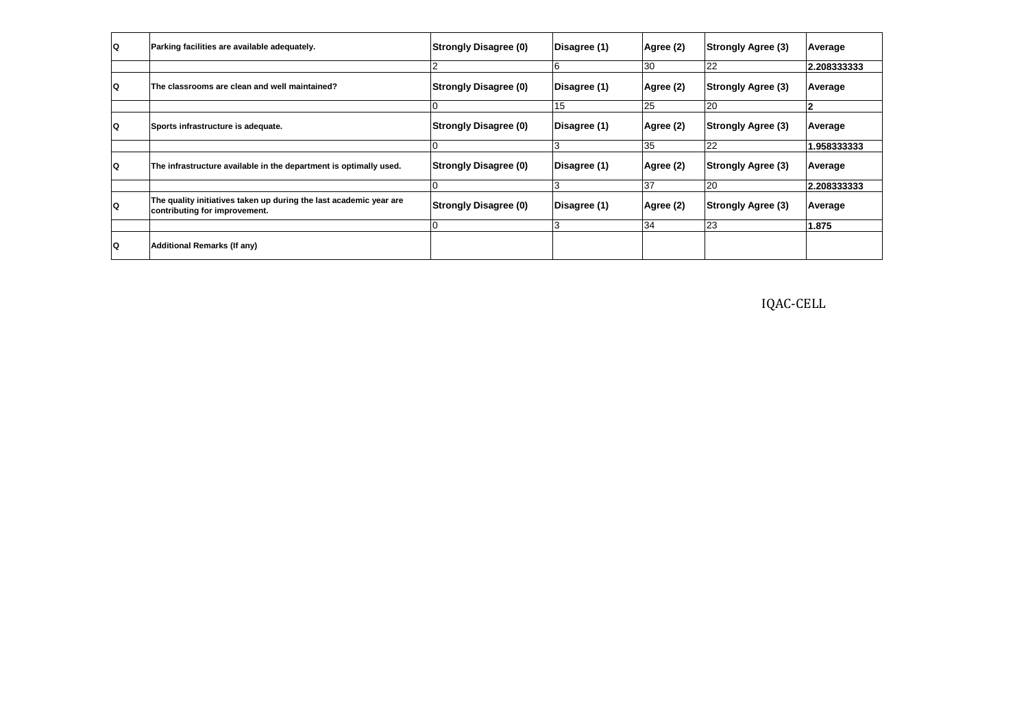| Q | Parking facilities are available adequately. | Strongly Disagree (0) | Disagree (1) | Agree (2) | Strongly Agree (3) | Average |
|---|---|---|---|---|---|---|
| | | 2 | 6 | 30 | 22 | **2.208333333** |
| Q | The classrooms are clean and well maintained? | Strongly Disagree (0) | Disagree (1) | Agree (2) | Strongly Agree (3) | Average |
| | | 0 | 15 | 25 | 20 | **2** |
| Q | Sports infrastructure is adequate. | Strongly Disagree (0) | Disagree (1) | Agree (2) | Strongly Agree (3) | Average |
| | | 0 | 3 | 35 | 22 | **1.958333333** |
| Q | The infrastructure available in the department is optimally used. | Strongly Disagree (0) | Disagree (1) | Agree (2) | Strongly Agree (3) | Average |
| | | 0 | 3 | 37 | 20 | **2.208333333** |
| Q | The quality initiatives taken up during the last academic year are contributing for improvement. | Strongly Disagree (0) | Disagree (1) | Agree (2) | Strongly Agree (3) | Average |
| | | 0 | 3 | 34 | 23 | **1.875** |
| Q | Additional Remarks (If any) | | | | | |

IQAC-CELL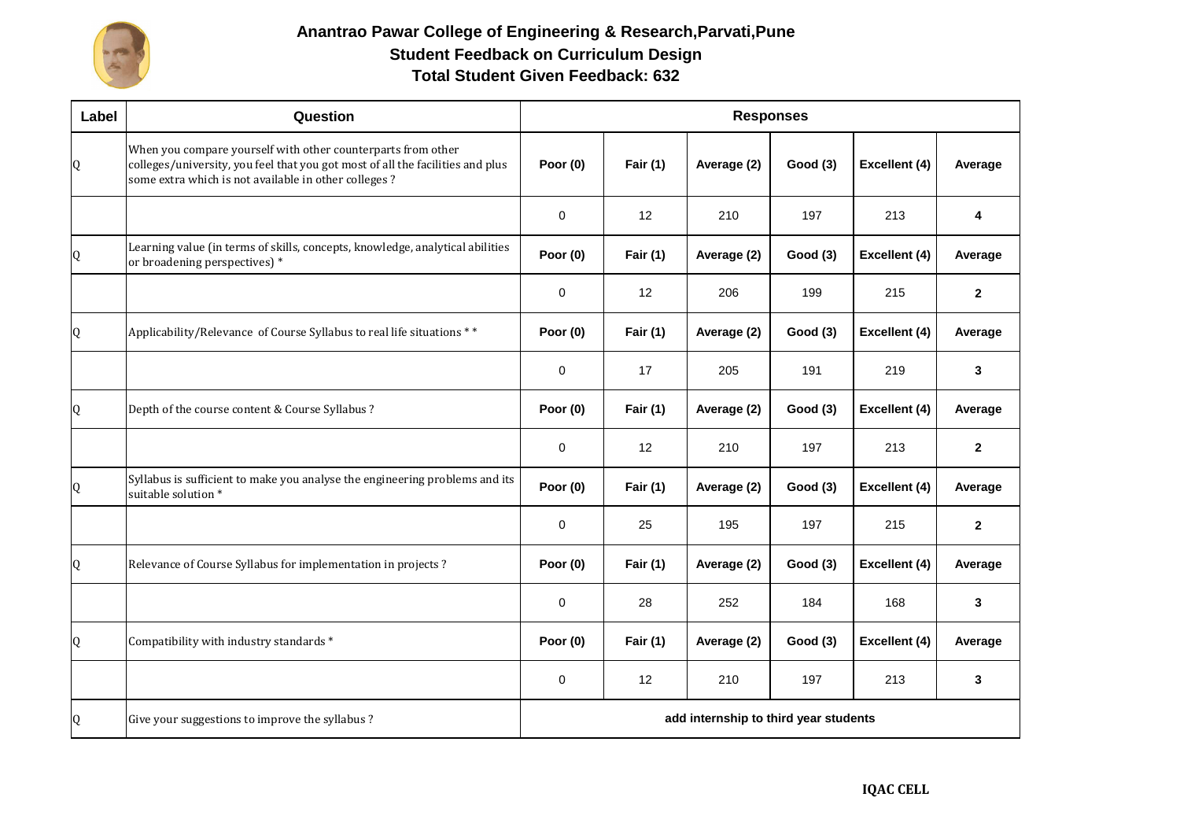# Anantrao Pawar College of Engineering & Research,Parvati,Pune

## Student Feedback on Curriculum Design

## Total Student Given Feedback: 632

| Label | Question | Responses | | | | | |
|---|---|---|---|---|---|---|---|
| Q | When you compare yourself with other counterparts from other colleges/university, you feel that you got most of all the facilities and plus some extra which is not available in other colleges ? | **Poor (0)** | **Fair (1)** | **Average (2)** | **Good (3)** | **Excellent (4)** | **Average** |
| | | 0 | 12 | 210 | 197 | 213 | **4** |
| Q | Learning value (in terms of skills, concepts, knowledge, analytical abilities or broadening perspectives) * | **Poor (0)** | **Fair (1)** | **Average (2)** | **Good (3)** | **Excellent (4)** | **Average** |
| | | 0 | 12 | 206 | 199 | 215 | **2** |
| Q | Applicability/Relevance of Course Syllabus to real life situations * * | **Poor (0)** | **Fair (1)** | **Average (2)** | **Good (3)** | **Excellent (4)** | **Average** |
| | | 0 | 17 | 205 | 191 | 219 | **3** |
| Q | Depth of the course content & Course Syllabus ? | **Poor (0)** | **Fair (1)** | **Average (2)** | **Good (3)** | **Excellent (4)** | **Average** |
| | | 0 | 12 | 210 | 197 | 213 | **2** |
| Q | Syllabus is sufficient to make you analyse the engineering problems and its suitable solution * | **Poor (0)** | **Fair (1)** | **Average (2)** | **Good (3)** | **Excellent (4)** | **Average** |
| | | 0 | 25 | 195 | 197 | 215 | **2** |
| Q | Relevance of Course Syllabus for implementation in projects ? | **Poor (0)** | **Fair (1)** | **Average (2)** | **Good (3)** | **Excellent (4)** | **Average** |
| | | 0 | 28 | 252 | 184 | 168 | **3** |
| Q | Compatibility with industry standards * | **Poor (0)** | **Fair (1)** | **Average (2)** | **Good (3)** | **Excellent (4)** | **Average** |
| | | 0 | 12 | 210 | 197 | 213 | **3** |
| Q | Give your suggestions to improve the syllabus ? | **add internship to third year students** | | | | | |

**IQAC CELL**